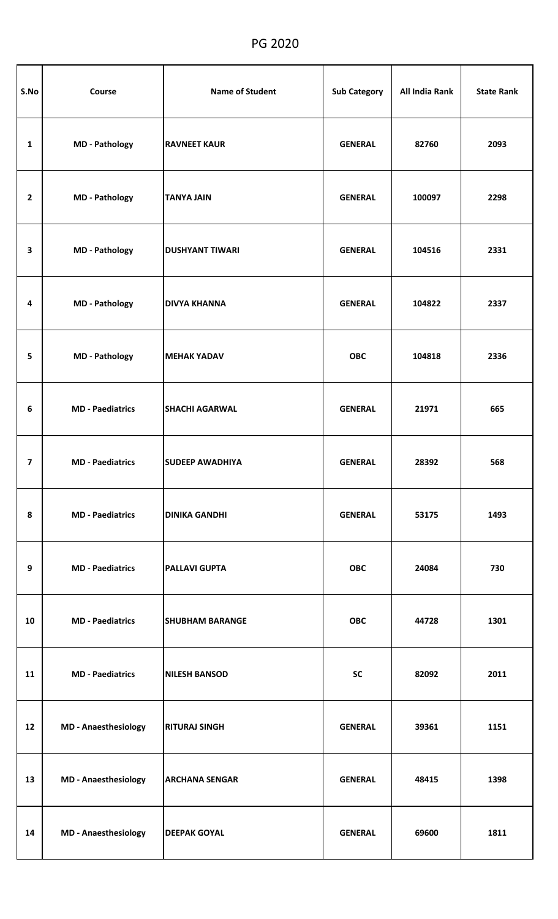# PG 2020

| S.No | Course | Name of Student | Sub Category | All India Rank | State Rank |
|---|---|---|---|---|---|
| 1 | MD - Pathology | RAVNEET KAUR | GENERAL | 82760 | 2093 |
| 2 | MD - Pathology | TANYA JAIN | GENERAL | 100097 | 2298 |
| 3 | MD - Pathology | DUSHYANT TIWARI | GENERAL | 104516 | 2331 |
| 4 | MD - Pathology | DIVYA KHANNA | GENERAL | 104822 | 2337 |
| 5 | MD - Pathology | MEHAK YADAV | OBC | 104818 | 2336 |
| 6 | MD - Paediatrics | SHACHI AGARWAL | GENERAL | 21971 | 665 |
| 7 | MD - Paediatrics | SUDEEP AWADHIYA | GENERAL | 28392 | 568 |
| 8 | MD - Paediatrics | DINIKA GANDHI | GENERAL | 53175 | 1493 |
| 9 | MD - Paediatrics | PALLAVI GUPTA | OBC | 24084 | 730 |
| 10 | MD - Paediatrics | SHUBHAM BARANGE | OBC | 44728 | 1301 |
| 11 | MD - Paediatrics | NILESH BANSOD | SC | 82092 | 2011 |
| 12 | MD - Anaesthesiology | RITURAJ SINGH | GENERAL | 39361 | 1151 |
| 13 | MD - Anaesthesiology | ARCHANA SENGAR | GENERAL | 48415 | 1398 |
| 14 | MD - Anaesthesiology | DEEPAK GOYAL | GENERAL | 69600 | 1811 |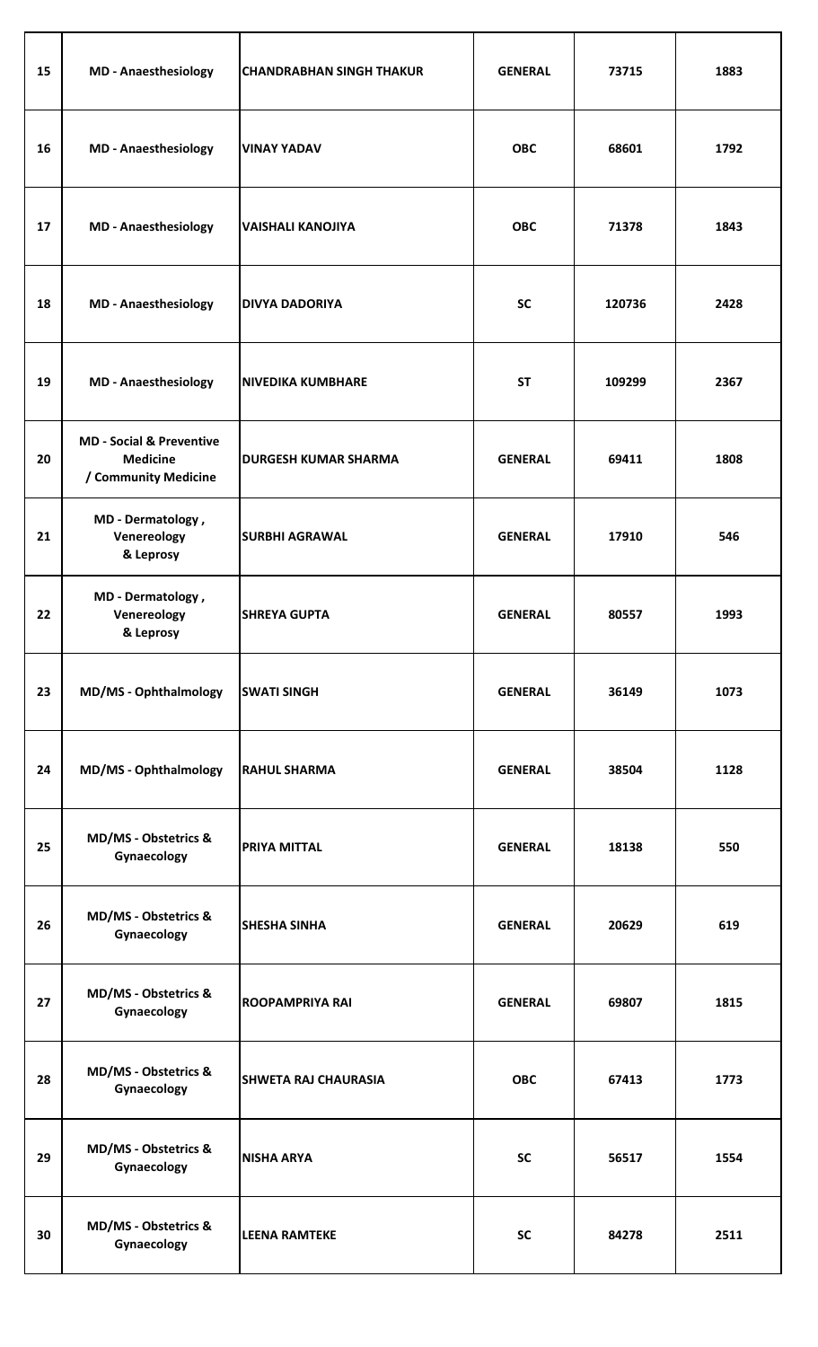| 15 | MD - Anaesthesiology | CHANDRABHAN SINGH THAKUR | GENERAL | 73715 | 1883 |
|---|---|---|---|---|---|
| 16 | MD - Anaesthesiology | VINAY YADAV | OBC | 68601 | 1792 |
| 17 | MD - Anaesthesiology | VAISHALI KANOJIYA | OBC | 71378 | 1843 |
| 18 | MD - Anaesthesiology | DIVYA DADORIYA | SC | 120736 | 2428 |
| 19 | MD - Anaesthesiology | NIVEDIKA KUMBHARE | ST | 109299 | 2367 |
| 20 | MD - Social & Preventive Medicine / Community Medicine | DURGESH KUMAR SHARMA | GENERAL | 69411 | 1808 |
| 21 | MD - Dermatology , Venereology & Leprosy | SURBHI AGRAWAL | GENERAL | 17910 | 546 |
| 22 | MD - Dermatology , Venereology & Leprosy | SHREYA GUPTA | GENERAL | 80557 | 1993 |
| 23 | MD/MS - Ophthalmology | SWATI SINGH | GENERAL | 36149 | 1073 |
| 24 | MD/MS - Ophthalmology | RAHUL SHARMA | GENERAL | 38504 | 1128 |
| 25 | MD/MS - Obstetrics & Gynaecology | PRIYA MITTAL | GENERAL | 18138 | 550 |
| 26 | MD/MS - Obstetrics & Gynaecology | SHESHA SINHA | GENERAL | 20629 | 619 |
| 27 | MD/MS - Obstetrics & Gynaecology | ROOPAMPRIYA RAI | GENERAL | 69807 | 1815 |
| 28 | MD/MS - Obstetrics & Gynaecology | SHWETA RAJ CHAURASIA | OBC | 67413 | 1773 |
| 29 | MD/MS - Obstetrics & Gynaecology | NISHA ARYA | SC | 56517 | 1554 |
| 30 | MD/MS - Obstetrics & Gynaecology | LEENA RAMTEKE | SC | 84278 | 2511 |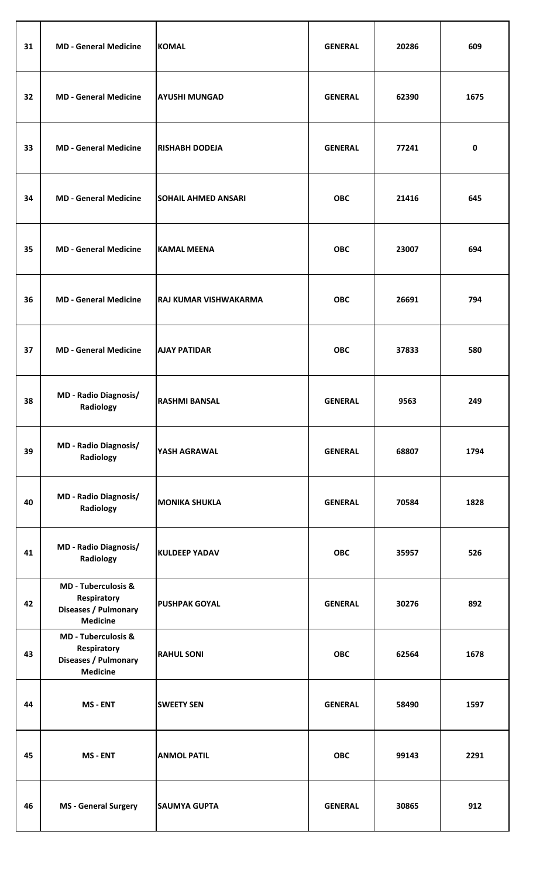| 31 | MD - General Medicine | KOMAL | GENERAL | 20286 | 609 |
|---|---|---|---|---|---|
| 32 | MD - General Medicine | AYUSHI MUNGAD | GENERAL | 62390 | 1675 |
| 33 | MD - General Medicine | RISHABH DODEJA | GENERAL | 77241 | 0 |
| 34 | MD - General Medicine | SOHAIL AHMED ANSARI | OBC | 21416 | 645 |
| 35 | MD - General Medicine | KAMAL MEENA | OBC | 23007 | 694 |
| 36 | MD - General Medicine | RAJ KUMAR VISHWAKARMA | OBC | 26691 | 794 |
| 37 | MD - General Medicine | AJAY PATIDAR | OBC | 37833 | 580 |
| 38 | MD - Radio Diagnosis/ Radiology | RASHMI BANSAL | GENERAL | 9563 | 249 |
| 39 | MD - Radio Diagnosis/ Radiology | YASH AGRAWAL | GENERAL | 68807 | 1794 |
| 40 | MD - Radio Diagnosis/ Radiology | MONIKA SHUKLA | GENERAL | 70584 | 1828 |
| 41 | MD - Radio Diagnosis/ Radiology | KULDEEP YADAV | OBC | 35957 | 526 |
| 42 | MD - Tuberculosis & Respiratory Diseases / Pulmonary Medicine | PUSHPAK GOYAL | GENERAL | 30276 | 892 |
| 43 | MD - Tuberculosis & Respiratory Diseases / Pulmonary Medicine | RAHUL SONI | OBC | 62564 | 1678 |
| 44 | MS - ENT | SWEETY SEN | GENERAL | 58490 | 1597 |
| 45 | MS - ENT | ANMOL PATIL | OBC | 99143 | 2291 |
| 46 | MS - General Surgery | SAUMYA GUPTA | GENERAL | 30865 | 912 |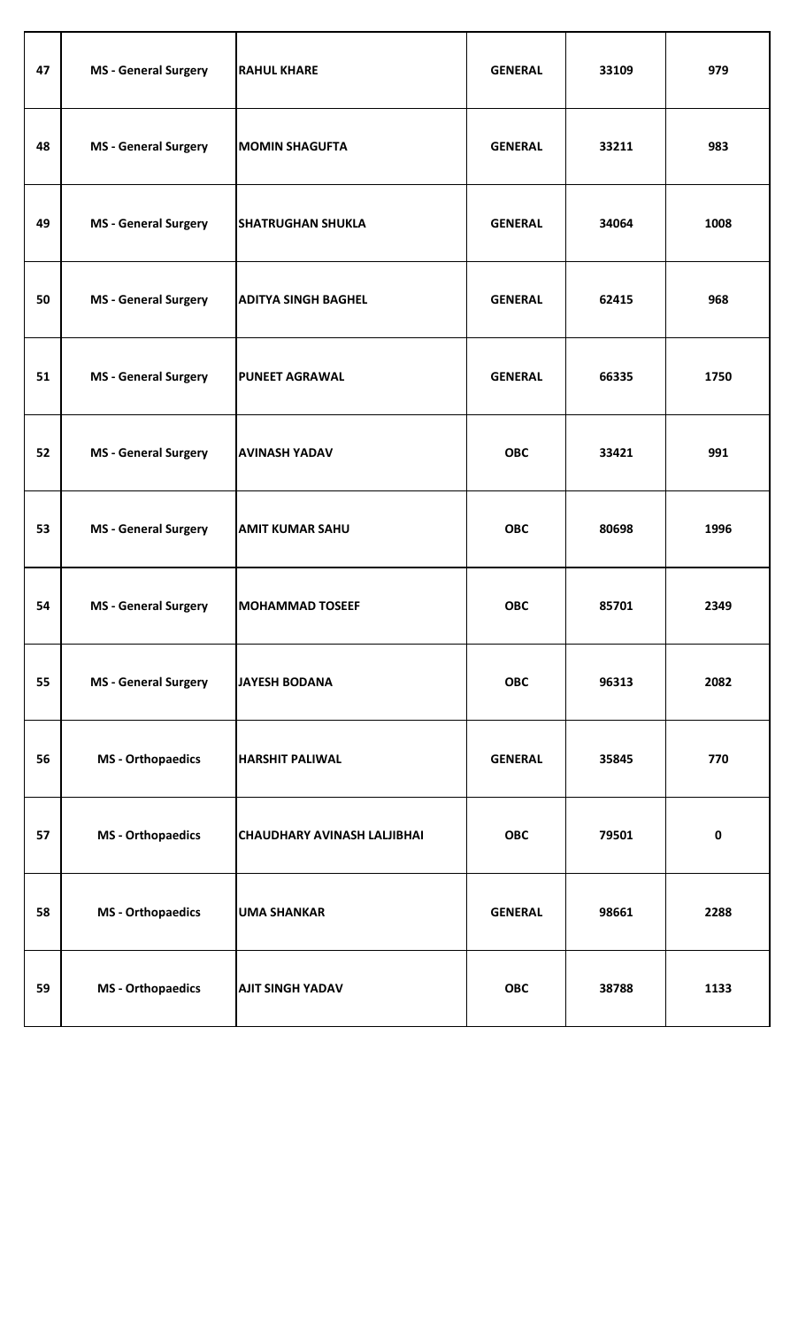| | | | | | |
|---|---|---|---|---|---|
| 47 | MS - General Surgery | RAHUL KHARE | GENERAL | 33109 | 979 |
| 48 | MS - General Surgery | MOMIN SHAGUFTA | GENERAL | 33211 | 983 |
| 49 | MS - General Surgery | SHATRUGHAN SHUKLA | GENERAL | 34064 | 1008 |
| 50 | MS - General Surgery | ADITYA SINGH BAGHEL | GENERAL | 62415 | 968 |
| 51 | MS - General Surgery | PUNEET AGRAWAL | GENERAL | 66335 | 1750 |
| 52 | MS - General Surgery | AVINASH YADAV | OBC | 33421 | 991 |
| 53 | MS - General Surgery | AMIT KUMAR SAHU | OBC | 80698 | 1996 |
| 54 | MS - General Surgery | MOHAMMAD TOSEEF | OBC | 85701 | 2349 |
| 55 | MS - General Surgery | JAYESH BODANA | OBC | 96313 | 2082 |
| 56 | MS - Orthopaedics | HARSHIT PALIWAL | GENERAL | 35845 | 770 |
| 57 | MS - Orthopaedics | CHAUDHARY AVINASH LALJIBHAI | OBC | 79501 | 0 |
| 58 | MS - Orthopaedics | UMA SHANKAR | GENERAL | 98661 | 2288 |
| 59 | MS - Orthopaedics | AJIT SINGH YADAV | OBC | 38788 | 1133 |